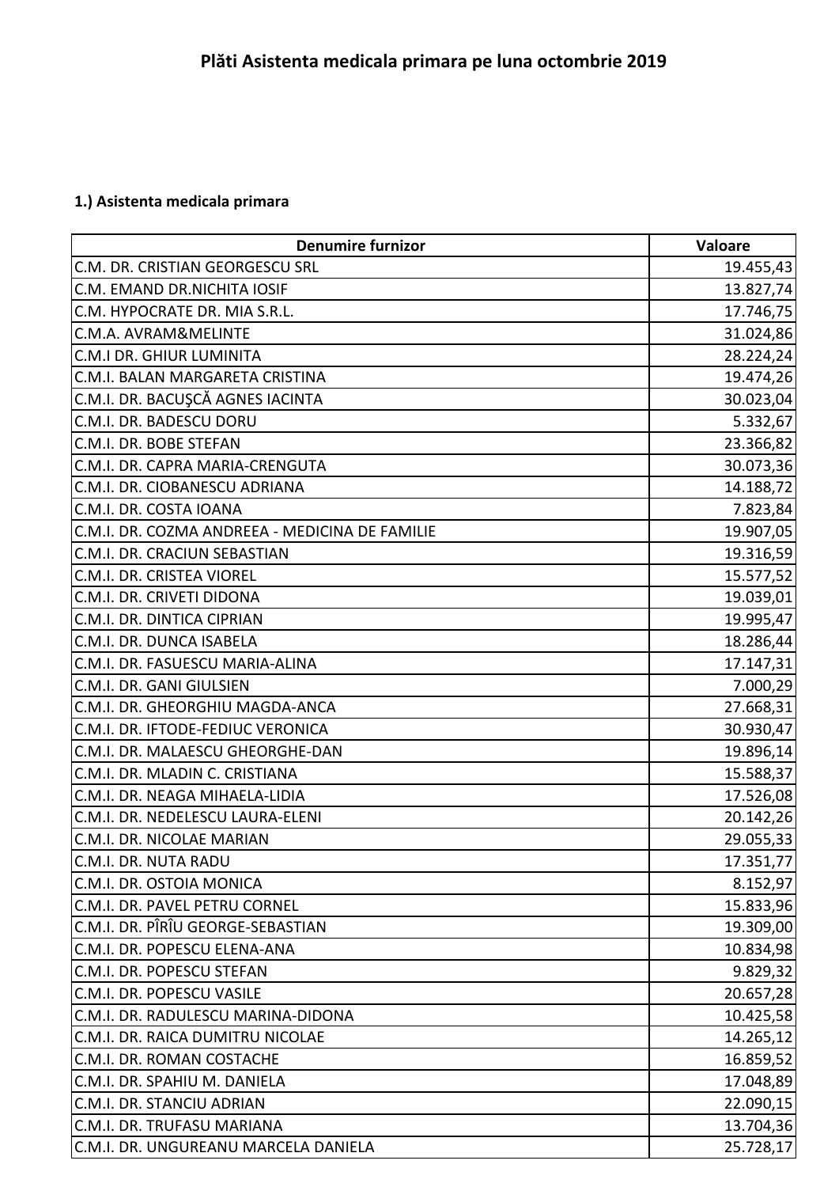# Plăti Asistenta medicala primara pe luna octombrie 2019

**1.) Asistenta medicala primara**

| Denumire furnizor | Valoare |
|---|---:|
| C.M. DR. CRISTIAN GEORGESCU SRL | 19.455,43 |
| C.M. EMAND DR.NICHITA IOSIF | 13.827,74 |
| C.M. HYPOCRATE DR. MIA S.R.L. | 17.746,75 |
| C.M.A. AVRAM&MELINTE | 31.024,86 |
| C.M.I DR. GHIUR LUMINITA | 28.224,24 |
| C.M.I. BALAN MARGARETA CRISTINA | 19.474,26 |
| C.M.I. DR. BACUŞCĂ AGNES IACINTA | 30.023,04 |
| C.M.I. DR. BADESCU DORU | 5.332,67 |
| C.M.I. DR. BOBE STEFAN | 23.366,82 |
| C.M.I. DR. CAPRA MARIA-CRENGUTA | 30.073,36 |
| C.M.I. DR. CIOBANESCU ADRIANA | 14.188,72 |
| C.M.I. DR. COSTA IOANA | 7.823,84 |
| C.M.I. DR. COZMA ANDREEA - MEDICINA DE FAMILIE | 19.907,05 |
| C.M.I. DR. CRACIUN SEBASTIAN | 19.316,59 |
| C.M.I. DR. CRISTEA VIOREL | 15.577,52 |
| C.M.I. DR. CRIVETI DIDONA | 19.039,01 |
| C.M.I. DR. DINTICA CIPRIAN | 19.995,47 |
| C.M.I. DR. DUNCA ISABELA | 18.286,44 |
| C.M.I. DR. FASUESCU MARIA-ALINA | 17.147,31 |
| C.M.I. DR. GANI GIULSIEN | 7.000,29 |
| C.M.I. DR. GHEORGHIU MAGDA-ANCA | 27.668,31 |
| C.M.I. DR. IFTODE-FEDIUC VERONICA | 30.930,47 |
| C.M.I. DR. MALAESCU GHEORGHE-DAN | 19.896,14 |
| C.M.I. DR. MLADIN C. CRISTIANA | 15.588,37 |
| C.M.I. DR. NEAGA MIHAELA-LIDIA | 17.526,08 |
| C.M.I. DR. NEDELESCU LAURA-ELENI | 20.142,26 |
| C.M.I. DR. NICOLAE MARIAN | 29.055,33 |
| C.M.I. DR. NUTA RADU | 17.351,77 |
| C.M.I. DR. OSTOIA MONICA | 8.152,97 |
| C.M.I. DR. PAVEL PETRU CORNEL | 15.833,96 |
| C.M.I. DR. PÎRÎU GEORGE-SEBASTIAN | 19.309,00 |
| C.M.I. DR. POPESCU ELENA-ANA | 10.834,98 |
| C.M.I. DR. POPESCU STEFAN | 9.829,32 |
| C.M.I. DR. POPESCU VASILE | 20.657,28 |
| C.M.I. DR. RADULESCU MARINA-DIDONA | 10.425,58 |
| C.M.I. DR. RAICA DUMITRU NICOLAE | 14.265,12 |
| C.M.I. DR. ROMAN COSTACHE | 16.859,52 |
| C.M.I. DR. SPAHIU M. DANIELA | 17.048,89 |
| C.M.I. DR. STANCIU ADRIAN | 22.090,15 |
| C.M.I. DR. TRUFASU MARIANA | 13.704,36 |
| C.M.I. DR. UNGUREANU MARCELA DANIELA | 25.728,17 |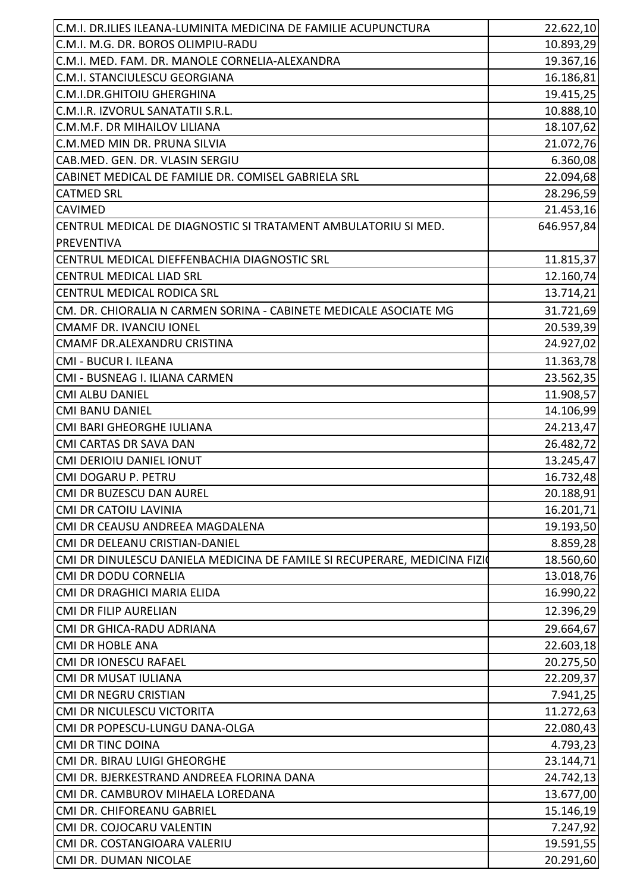| | |
|---|---|
| C.M.I. DR.ILIES ILEANA-LUMINITA MEDICINA DE FAMILIE ACUPUNCTURA | 22.622,10 |
| C.M.I. M.G. DR. BOROS OLIMPIU-RADU | 10.893,29 |
| C.M.I. MED. FAM. DR. MANOLE CORNELIA-ALEXANDRA | 19.367,16 |
| C.M.I. STANCIULESCU GEORGIANA | 16.186,81 |
| C.M.I.DR.GHITOIU GHERGHINA | 19.415,25 |
| C.M.I.R. IZVORUL SANATATII S.R.L. | 10.888,10 |
| C.M.M.F. DR MIHAILOV LILIANA | 18.107,62 |
| C.M.MED MIN DR. PRUNA SILVIA | 21.072,76 |
| CAB.MED. GEN. DR. VLASIN SERGIU | 6.360,08 |
| CABINET MEDICAL DE FAMILIE DR. COMISEL GABRIELA SRL | 22.094,68 |
| CATMED SRL | 28.296,59 |
| CAVIMED | 21.453,16 |
| CENTRUL MEDICAL DE DIAGNOSTIC SI TRATAMENT AMBULATORIU SI MED. PREVENTIVA | 646.957,84 |
| CENTRUL MEDICAL DIEFFENBACHIA DIAGNOSTIC SRL | 11.815,37 |
| CENTRUL MEDICAL LIAD SRL | 12.160,74 |
| CENTRUL MEDICAL RODICA SRL | 13.714,21 |
| CM. DR. CHIORALIA N CARMEN SORINA - CABINETE MEDICALE ASOCIATE MG | 31.721,69 |
| CMAMF DR. IVANCIU IONEL | 20.539,39 |
| CMAMF DR.ALEXANDRU CRISTINA | 24.927,02 |
| CMI - BUCUR I. ILEANA | 11.363,78 |
| CMI - BUSNEAG I. ILIANA CARMEN | 23.562,35 |
| CMI ALBU DANIEL | 11.908,57 |
| CMI BANU DANIEL | 14.106,99 |
| CMI BARI GHEORGHE IULIANA | 24.213,47 |
| CMI CARTAS DR SAVA DAN | 26.482,72 |
| CMI DERIOIU DANIEL IONUT | 13.245,47 |
| CMI DOGARU P. PETRU | 16.732,48 |
| CMI DR BUZESCU DAN AUREL | 20.188,91 |
| CMI DR CATOIU LAVINIA | 16.201,71 |
| CMI DR CEAUSU ANDREEA MAGDALENA | 19.193,50 |
| CMI DR DELEANU CRISTIAN-DANIEL | 8.859,28 |
| CMI DR DINULESCU DANIELA MEDICINA DE FAMILE SI RECUPERARE, MEDICINA FIZI | 18.560,60 |
| CMI DR DODU CORNELIA | 13.018,76 |
| CMI DR DRAGHICI MARIA ELIDA | 16.990,22 |
| CMI DR FILIP AURELIAN | 12.396,29 |
| CMI DR GHICA-RADU ADRIANA | 29.664,67 |
| CMI DR HOBLE ANA | 22.603,18 |
| CMI DR IONESCU RAFAEL | 20.275,50 |
| CMI DR MUSAT IULIANA | 22.209,37 |
| CMI DR NEGRU CRISTIAN | 7.941,25 |
| CMI DR NICULESCU VICTORITA | 11.272,63 |
| CMI DR POPESCU-LUNGU DANA-OLGA | 22.080,43 |
| CMI DR TINC DOINA | 4.793,23 |
| CMI DR. BIRAU LUIGI GHEORGHE | 23.144,71 |
| CMI DR. BJERKESTRAND ANDREEA FLORINA DANA | 24.742,13 |
| CMI DR. CAMBUROV MIHAELA LOREDANA | 13.677,00 |
| CMI DR. CHIFOREANU GABRIEL | 15.146,19 |
| CMI DR. COJOCARU VALENTIN | 7.247,92 |
| CMI DR. COSTANGIOARA VALERIU | 19.591,55 |
| CMI DR. DUMAN NICOLAE | 20.291,60 |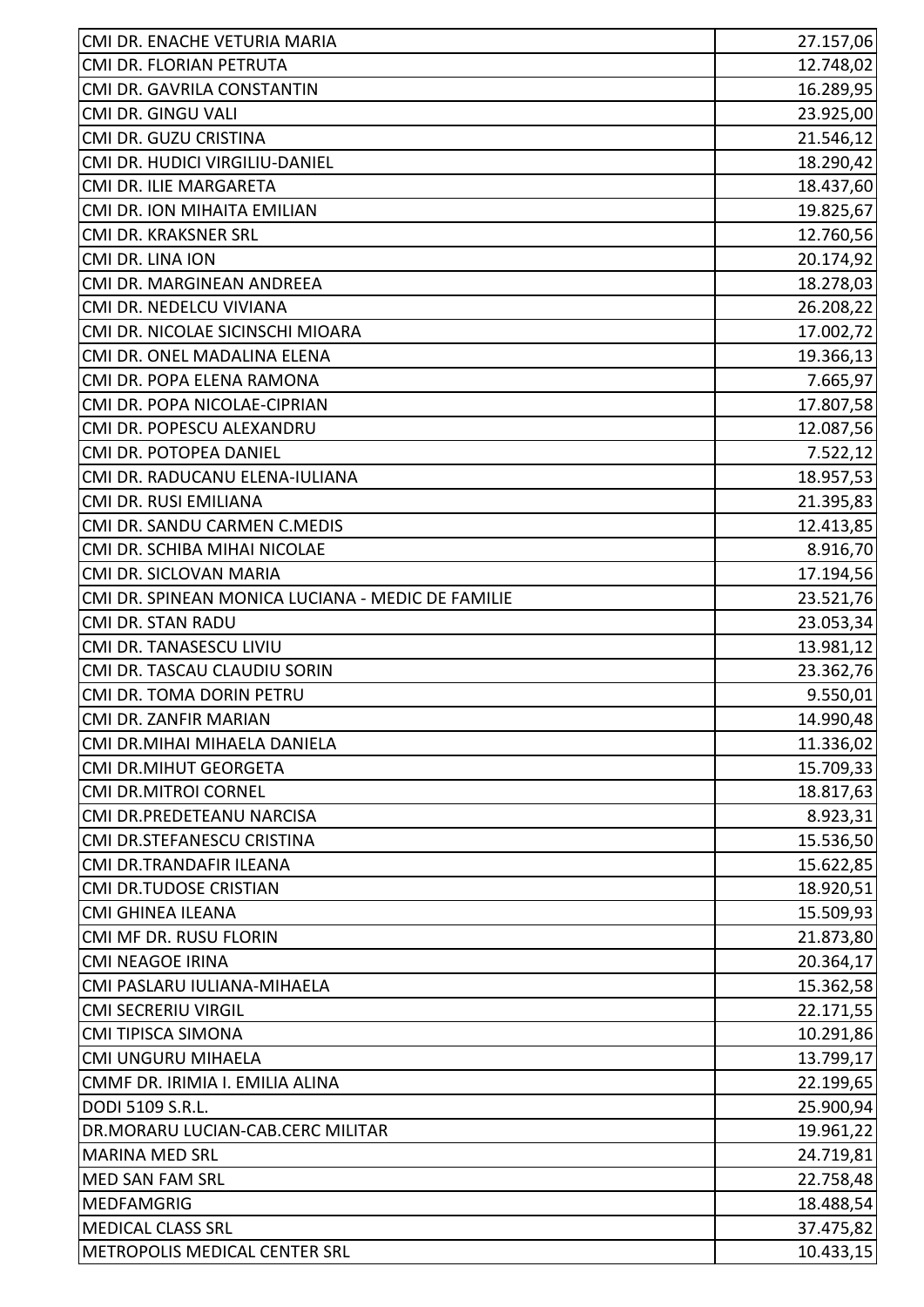| | |
|---|---|
| CMI DR. ENACHE VETURIA MARIA | 27.157,06 |
| CMI DR. FLORIAN PETRUTA | 12.748,02 |
| CMI DR. GAVRILA CONSTANTIN | 16.289,95 |
| CMI DR. GINGU VALI | 23.925,00 |
| CMI DR. GUZU CRISTINA | 21.546,12 |
| CMI DR. HUDICI VIRGILIU-DANIEL | 18.290,42 |
| CMI DR. ILIE MARGARETA | 18.437,60 |
| CMI DR. ION MIHAITA EMILIAN | 19.825,67 |
| CMI DR. KRAKSNER SRL | 12.760,56 |
| CMI DR. LINA ION | 20.174,92 |
| CMI DR. MARGINEAN ANDREEA | 18.278,03 |
| CMI DR. NEDELCU VIVIANA | 26.208,22 |
| CMI DR. NICOLAE SICINSCHI MIOARA | 17.002,72 |
| CMI DR. ONEL MADALINA ELENA | 19.366,13 |
| CMI DR. POPA ELENA RAMONA | 7.665,97 |
| CMI DR. POPA NICOLAE-CIPRIAN | 17.807,58 |
| CMI DR. POPESCU ALEXANDRU | 12.087,56 |
| CMI DR. POTOPEA DANIEL | 7.522,12 |
| CMI DR. RADUCANU ELENA-IULIANA | 18.957,53 |
| CMI DR. RUSI EMILIANA | 21.395,83 |
| CMI DR. SANDU CARMEN C.MEDIS | 12.413,85 |
| CMI DR. SCHIBA MIHAI NICOLAE | 8.916,70 |
| CMI DR. SICLOVAN MARIA | 17.194,56 |
| CMI DR. SPINEAN MONICA LUCIANA - MEDIC DE FAMILIE | 23.521,76 |
| CMI DR. STAN RADU | 23.053,34 |
| CMI DR. TANASESCU LIVIU | 13.981,12 |
| CMI DR. TASCAU CLAUDIU SORIN | 23.362,76 |
| CMI DR. TOMA DORIN PETRU | 9.550,01 |
| CMI DR. ZANFIR MARIAN | 14.990,48 |
| CMI DR.MIHAI MIHAELA DANIELA | 11.336,02 |
| CMI DR.MIHUT GEORGETA | 15.709,33 |
| CMI DR.MITROI CORNEL | 18.817,63 |
| CMI DR.PREDETEANU NARCISA | 8.923,31 |
| CMI DR.STEFANESCU CRISTINA | 15.536,50 |
| CMI DR.TRANDAFIR ILEANA | 15.622,85 |
| CMI DR.TUDOSE CRISTIAN | 18.920,51 |
| CMI GHINEA ILEANA | 15.509,93 |
| CMI MF DR. RUSU FLORIN | 21.873,80 |
| CMI NEAGOE IRINA | 20.364,17 |
| CMI PASLARU IULIANA-MIHAELA | 15.362,58 |
| CMI SECRERIU VIRGIL | 22.171,55 |
| CMI TIPISCA SIMONA | 10.291,86 |
| CMI UNGURU MIHAELA | 13.799,17 |
| CMMF DR. IRIMIA I. EMILIA ALINA | 22.199,65 |
| DODI 5109 S.R.L. | 25.900,94 |
| DR.MORARU LUCIAN-CAB.CERC MILITAR | 19.961,22 |
| MARINA MED SRL | 24.719,81 |
| MED SAN FAM SRL | 22.758,48 |
| MEDFAMGRIG | 18.488,54 |
| MEDICAL CLASS SRL | 37.475,82 |
| METROPOLIS MEDICAL CENTER SRL | 10.433,15 |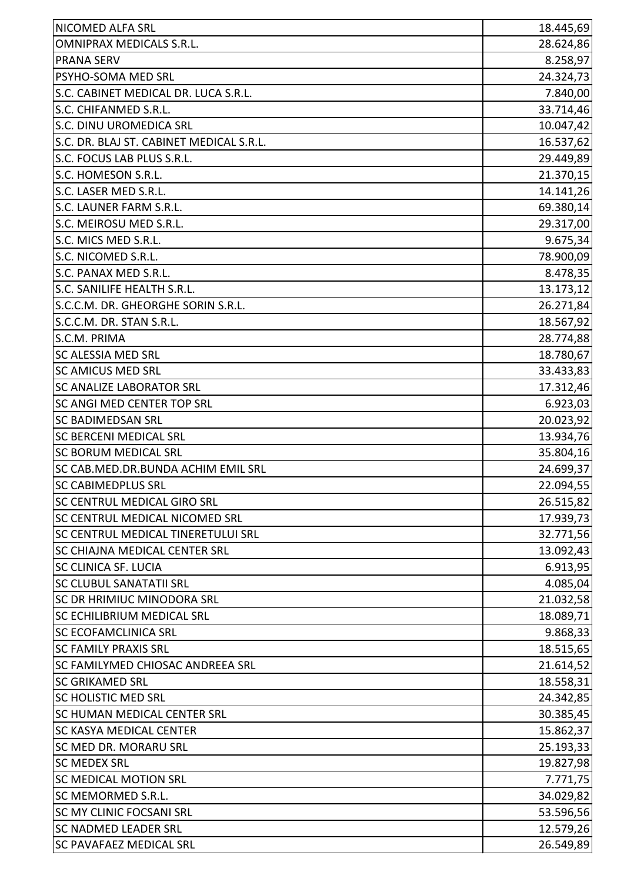| NICOMED ALFA SRL | 18.445,69 |
|---|---|
| OMNIPRAX MEDICALS S.R.L. | 28.624,86 |
| PRANA SERV | 8.258,97 |
| PSYHO-SOMA MED SRL | 24.324,73 |
| S.C. CABINET MEDICAL DR. LUCA S.R.L. | 7.840,00 |
| S.C. CHIFANMED S.R.L. | 33.714,46 |
| S.C. DINU UROMEDICA SRL | 10.047,42 |
| S.C. DR. BLAJ ST. CABINET MEDICAL S.R.L. | 16.537,62 |
| S.C. FOCUS LAB PLUS S.R.L. | 29.449,89 |
| S.C. HOMESON S.R.L. | 21.370,15 |
| S.C. LASER MED S.R.L. | 14.141,26 |
| S.C. LAUNER FARM S.R.L. | 69.380,14 |
| S.C. MEIROSU MED S.R.L. | 29.317,00 |
| S.C. MICS MED S.R.L. | 9.675,34 |
| S.C. NICOMED S.R.L. | 78.900,09 |
| S.C. PANAX MED S.R.L. | 8.478,35 |
| S.C. SANILIFE HEALTH S.R.L. | 13.173,12 |
| S.C.C.M. DR. GHEORGHE SORIN S.R.L. | 26.271,84 |
| S.C.C.M. DR. STAN S.R.L. | 18.567,92 |
| S.C.M. PRIMA | 28.774,88 |
| SC ALESSIA MED SRL | 18.780,67 |
| SC AMICUS MED SRL | 33.433,83 |
| SC ANALIZE LABORATOR SRL | 17.312,46 |
| SC ANGI MED CENTER TOP SRL | 6.923,03 |
| SC BADIMEDSAN SRL | 20.023,92 |
| SC BERCENI MEDICAL SRL | 13.934,76 |
| SC BORUM MEDICAL SRL | 35.804,16 |
| SC CAB.MED.DR.BUNDA ACHIM EMIL SRL | 24.699,37 |
| SC CABIMEDPLUS SRL | 22.094,55 |
| SC CENTRUL MEDICAL GIRO SRL | 26.515,82 |
| SC CENTRUL MEDICAL NICOMED SRL | 17.939,73 |
| SC CENTRUL MEDICAL TINERETULUI SRL | 32.771,56 |
| SC CHIAJNA MEDICAL CENTER SRL | 13.092,43 |
| SC CLINICA SF. LUCIA | 6.913,95 |
| SC CLUBUL SANATATII SRL | 4.085,04 |
| SC DR HRIMIUC MINODORA SRL | 21.032,58 |
| SC ECHILIBRIUM MEDICAL SRL | 18.089,71 |
| SC ECOFAMCLINICA SRL | 9.868,33 |
| SC FAMILY PRAXIS SRL | 18.515,65 |
| SC FAMILYMED CHIOSAC ANDREEA SRL | 21.614,52 |
| SC GRIKAMED SRL | 18.558,31 |
| SC HOLISTIC MED SRL | 24.342,85 |
| SC HUMAN MEDICAL CENTER SRL | 30.385,45 |
| SC KASYA MEDICAL CENTER | 15.862,37 |
| SC MED DR. MORARU SRL | 25.193,33 |
| SC MEDEX SRL | 19.827,98 |
| SC MEDICAL MOTION SRL | 7.771,75 |
| SC MEMORMED S.R.L. | 34.029,82 |
| SC MY CLINIC FOCSANI SRL | 53.596,56 |
| SC NADMED LEADER SRL | 12.579,26 |
| SC PAVAFAEZ MEDICAL SRL | 26.549,89 |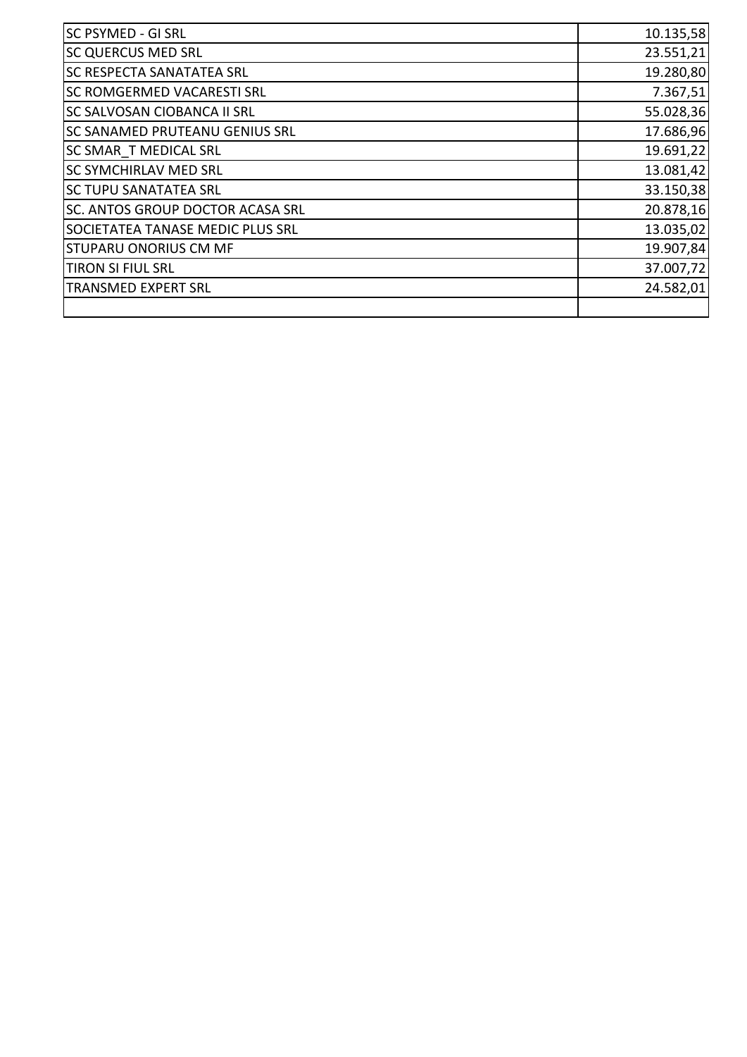| | |
|---|---|
| SC PSYMED - GI SRL | 10.135,58 |
| SC QUERCUS MED SRL | 23.551,21 |
| SC RESPECTA SANATATEA SRL | 19.280,80 |
| SC ROMGERMED VACARESTI SRL | 7.367,51 |
| SC SALVOSAN CIOBANCA II SRL | 55.028,36 |
| SC SANAMED PRUTEANU GENIUS SRL | 17.686,96 |
| SC SMAR_T MEDICAL SRL | 19.691,22 |
| SC SYMCHIRLAV MED SRL | 13.081,42 |
| SC TUPU SANATATEA SRL | 33.150,38 |
| SC. ANTOS GROUP DOCTOR ACASA SRL | 20.878,16 |
| SOCIETATEA TANASE MEDIC PLUS SRL | 13.035,02 |
| STUPARU ONORIUS CM MF | 19.907,84 |
| TIRON SI FIUL SRL | 37.007,72 |
| TRANSMED EXPERT SRL | 24.582,01 |
| | |